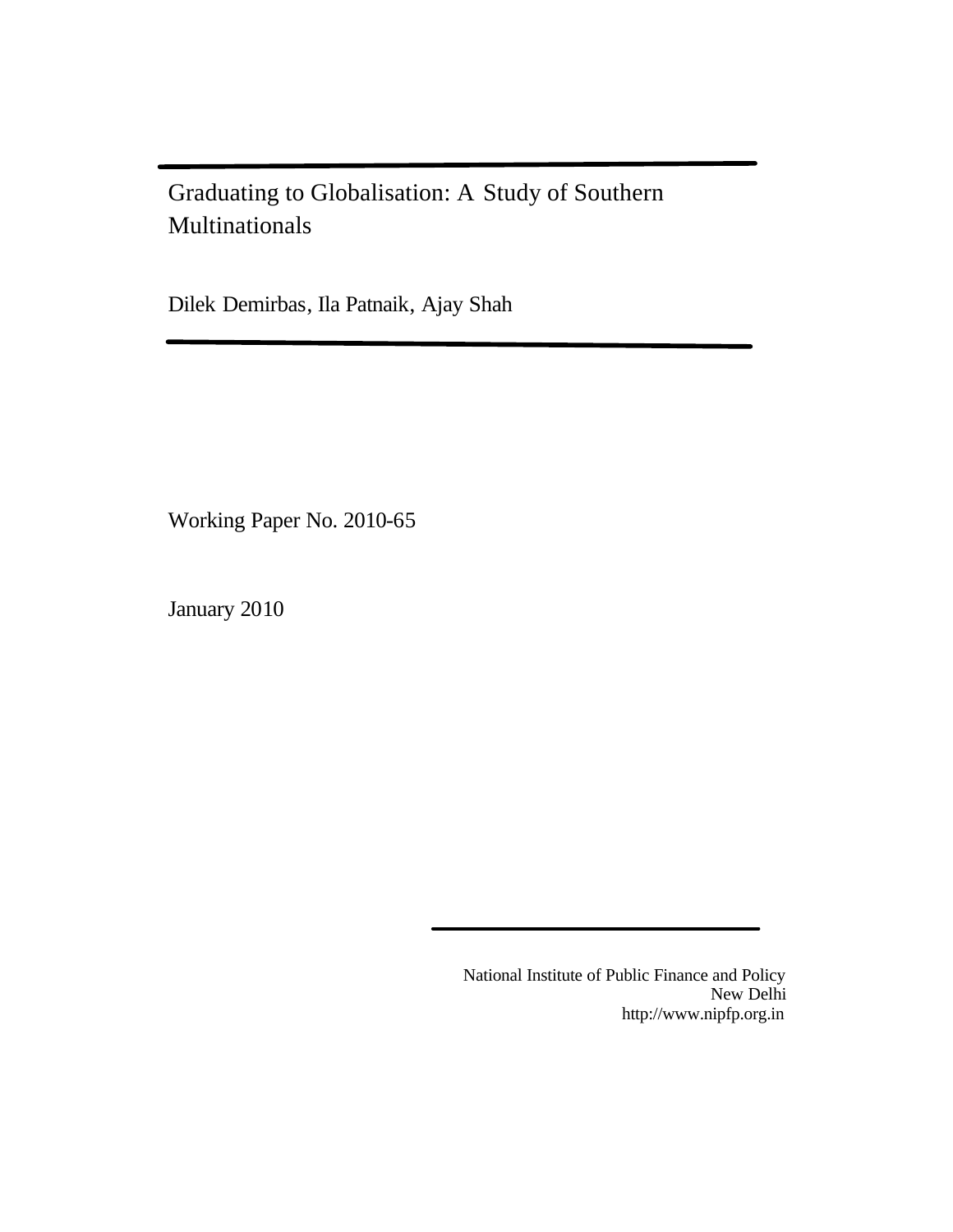# Graduating to Globalisation: A Study of Southern Multinationals

Dilek Demirbas, Ila Patnaik, Ajay Shah

Working Paper No. 2010-65

January 2010

National Institute of Public Finance and Policy
New Delhi
http://www.nipfp.org.in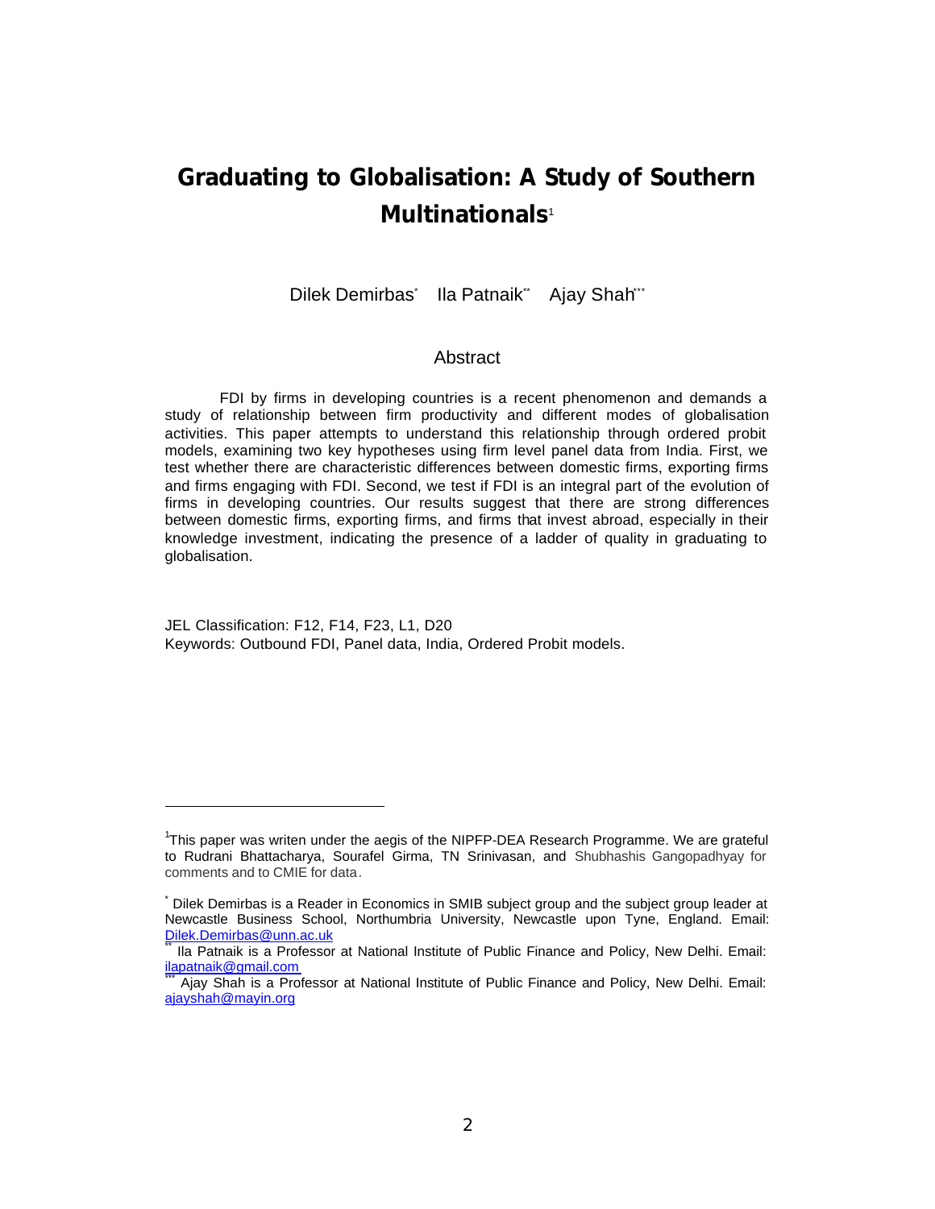# Graduating to Globalisation: A Study of Southern Multinationals[1]

Dilek Demirbas[*] Ila Patnaik[**] Ajay Shah[***]

## Abstract

FDI by firms in developing countries is a recent phenomenon and demands a study of relationship between firm productivity and different modes of globalisation activities. This paper attempts to understand this relationship through ordered probit models, examining two key hypotheses using firm level panel data from India. First, we test whether there are characteristic differences between domestic firms, exporting firms and firms engaging with FDI. Second, we test if FDI is an integral part of the evolution of firms in developing countries. Our results suggest that there are strong differences between domestic firms, exporting firms, and firms that invest abroad, especially in their knowledge investment, indicating the presence of a ladder of quality in graduating to globalisation.

JEL Classification: F12, F14, F23, L1, D20

Keywords: Outbound FDI, Panel data, India, Ordered Probit models.

---

[1] This paper was writen under the aegis of the NIPFP-DEA Research Programme. We are grateful to Rudrani Bhattacharya, Sourafel Girma, TN Srinivasan, and Shubhashis Gangopadhyay for comments and to CMIE for data.

[*] Dilek Demirbas is a Reader in Economics in SMIB subject group and the subject group leader at Newcastle Business School, Northumbria University, Newcastle upon Tyne, England. Email: Dilek.Demirbas@unn.ac.uk

[**] Ila Patnaik is a Professor at National Institute of Public Finance and Policy, New Delhi. Email: ilapatnaik@gmail.com

[***] Ajay Shah is a Professor at National Institute of Public Finance and Policy, New Delhi. Email: ajayshah@mayin.org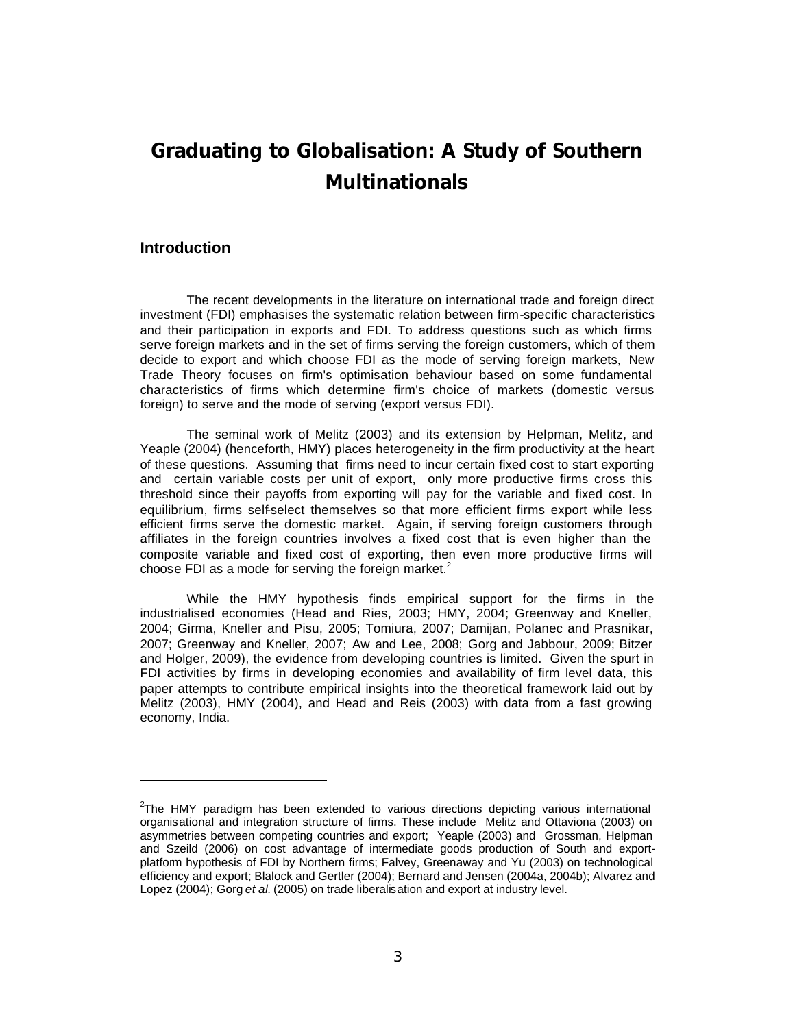# Graduating to Globalisation: A Study of Southern Multinationals

## Introduction

The recent developments in the literature on international trade and foreign direct investment (FDI) emphasises the systematic relation between firm-specific characteristics and their participation in exports and FDI. To address questions such as which firms serve foreign markets and in the set of firms serving the foreign customers, which of them decide to export and which choose FDI as the mode of serving foreign markets, New Trade Theory focuses on firm's optimisation behaviour based on some fundamental characteristics of firms which determine firm's choice of markets (domestic versus foreign) to serve and the mode of serving (export versus FDI).

The seminal work of Melitz (2003) and its extension by Helpman, Melitz, and Yeaple (2004) (henceforth, HMY) places heterogeneity in the firm productivity at the heart of these questions. Assuming that firms need to incur certain fixed cost to start exporting and certain variable costs per unit of export, only more productive firms cross this threshold since their payoffs from exporting will pay for the variable and fixed cost. In equilibrium, firms self-select themselves so that more efficient firms export while less efficient firms serve the domestic market. Again, if serving foreign customers through affiliates in the foreign countries involves a fixed cost that is even higher than the composite variable and fixed cost of exporting, then even more productive firms will choose FDI as a mode for serving the foreign market.[2]

While the HMY hypothesis finds empirical support for the firms in the industrialised economies (Head and Ries, 2003; HMY, 2004; Greenway and Kneller, 2004; Girma, Kneller and Pisu, 2005; Tomiura, 2007; Damijan, Polanec and Prasnikar, 2007; Greenway and Kneller, 2007; Aw and Lee, 2008; Gorg and Jabbour, 2009; Bitzer and Holger, 2009), the evidence from developing countries is limited. Given the spurt in FDI activities by firms in developing economies and availability of firm level data, this paper attempts to contribute empirical insights into the theoretical framework laid out by Melitz (2003), HMY (2004), and Head and Reis (2003) with data from a fast growing economy, India.

---

[2]The HMY paradigm has been extended to various directions depicting various international organisational and integration structure of firms. These include Melitz and Ottaviona (2003) on asymmetries between competing countries and export; Yeaple (2003) and Grossman, Helpman and Szeild (2006) on cost advantage of intermediate goods production of South and export-platform hypothesis of FDI by Northern firms; Falvey, Greenaway and Yu (2003) on technological efficiency and export; Blalock and Gertler (2004); Bernard and Jensen (2004a, 2004b); Alvarez and Lopez (2004); Gorg *et al.* (2005) on trade liberalisation and export at industry level.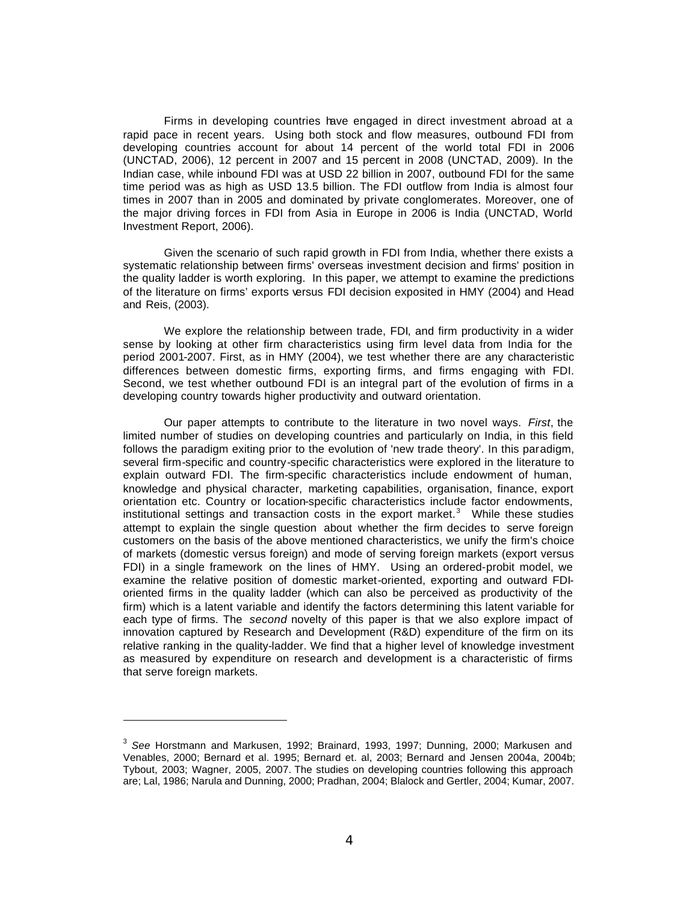Firms in developing countries have engaged in direct investment abroad at a rapid pace in recent years. Using both stock and flow measures, outbound FDI from developing countries account for about 14 percent of the world total FDI in 2006 (UNCTAD, 2006), 12 percent in 2007 and 15 percent in 2008 (UNCTAD, 2009). In the Indian case, while inbound FDI was at USD 22 billion in 2007, outbound FDI for the same time period was as high as USD 13.5 billion. The FDI outflow from India is almost four times in 2007 than in 2005 and dominated by private conglomerates. Moreover, one of the major driving forces in FDI from Asia in Europe in 2006 is India (UNCTAD, World Investment Report, 2006).

Given the scenario of such rapid growth in FDI from India, whether there exists a systematic relationship between firms' overseas investment decision and firms' position in the quality ladder is worth exploring. In this paper, we attempt to examine the predictions of the literature on firms' exports versus FDI decision exposited in HMY (2004) and Head and Reis, (2003).

We explore the relationship between trade, FDI, and firm productivity in a wider sense by looking at other firm characteristics using firm level data from India for the period 2001-2007. First, as in HMY (2004), we test whether there are any characteristic differences between domestic firms, exporting firms, and firms engaging with FDI. Second, we test whether outbound FDI is an integral part of the evolution of firms in a developing country towards higher productivity and outward orientation.

Our paper attempts to contribute to the literature in two novel ways. *First*, the limited number of studies on developing countries and particularly on India, in this field follows the paradigm exiting prior to the evolution of 'new trade theory'. In this paradigm, several firm-specific and country-specific characteristics were explored in the literature to explain outward FDI. The firm-specific characteristics include endowment of human, knowledge and physical character, marketing capabilities, organisation, finance, export orientation etc. Country or location-specific characteristics include factor endowments, institutional settings and transaction costs in the export market.[3] While these studies attempt to explain the single question about whether the firm decides to serve foreign customers on the basis of the above mentioned characteristics, we unify the firm's choice of markets (domestic versus foreign) and mode of serving foreign markets (export versus FDI) in a single framework on the lines of HMY. Using an ordered-probit model, we examine the relative position of domestic market-oriented, exporting and outward FDI-oriented firms in the quality ladder (which can also be perceived as productivity of the firm) which is a latent variable and identify the factors determining this latent variable for each type of firms. The *second* novelty of this paper is that we also explore impact of innovation captured by Research and Development (R&D) expenditure of the firm on its relative ranking in the quality-ladder. We find that a higher level of knowledge investment as measured by expenditure on research and development is a characteristic of firms that serve foreign markets.

---

[3] *See* Horstmann and Markusen, 1992; Brainard, 1993, 1997; Dunning, 2000; Markusen and Venables, 2000; Bernard et al. 1995; Bernard et. al, 2003; Bernard and Jensen 2004a, 2004b; Tybout, 2003; Wagner, 2005, 2007. The studies on developing countries following this approach are; Lal, 1986; Narula and Dunning, 2000; Pradhan, 2004; Blalock and Gertler, 2004; Kumar, 2007.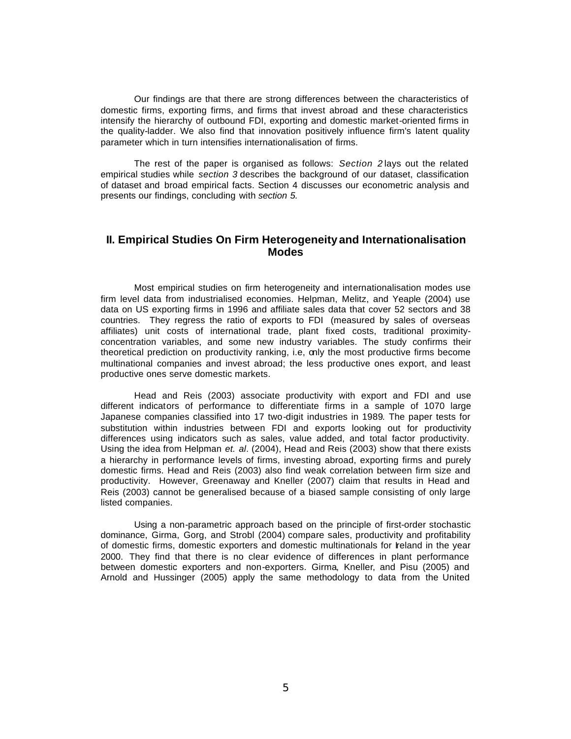Our findings are that there are strong differences between the characteristics of domestic firms, exporting firms, and firms that invest abroad and these characteristics intensify the hierarchy of outbound FDI, exporting and domestic market-oriented firms in the quality-ladder. We also find that innovation positively influence firm's latent quality parameter which in turn intensifies internationalisation of firms.

The rest of the paper is organised as follows: *Section 2* lays out the related empirical studies while *section 3* describes the background of our dataset, classification of dataset and broad empirical facts. Section 4 discusses our econometric analysis and presents our findings, concluding with *section 5.*

## II. Empirical Studies On Firm Heterogeneity and Internationalisation Modes

Most empirical studies on firm heterogeneity and internationalisation modes use firm level data from industrialised economies. Helpman, Melitz, and Yeaple (2004) use data on US exporting firms in 1996 and affiliate sales data that cover 52 sectors and 38 countries. They regress the ratio of exports to FDI (measured by sales of overseas affiliates) unit costs of international trade, plant fixed costs, traditional proximity-concentration variables, and some new industry variables. The study confirms their theoretical prediction on productivity ranking, i.e, only the most productive firms become multinational companies and invest abroad; the less productive ones export, and least productive ones serve domestic markets.

Head and Reis (2003) associate productivity with export and FDI and use different indicators of performance to differentiate firms in a sample of 1070 large Japanese companies classified into 17 two-digit industries in 1989. The paper tests for substitution within industries between FDI and exports looking out for productivity differences using indicators such as sales, value added, and total factor productivity. Using the idea from Helpman *et. al*. (2004), Head and Reis (2003) show that there exists a hierarchy in performance levels of firms, investing abroad, exporting firms and purely domestic firms. Head and Reis (2003) also find weak correlation between firm size and productivity. However, Greenaway and Kneller (2007) claim that results in Head and Reis (2003) cannot be generalised because of a biased sample consisting of only large listed companies.

Using a non-parametric approach based on the principle of first-order stochastic dominance, Girma, Gorg, and Strobl (2004) compare sales, productivity and profitability of domestic firms, domestic exporters and domestic multinationals for Ireland in the year 2000. They find that there is no clear evidence of differences in plant performance between domestic exporters and non-exporters. Girma, Kneller, and Pisu (2005) and Arnold and Hussinger (2005) apply the same methodology to data from the United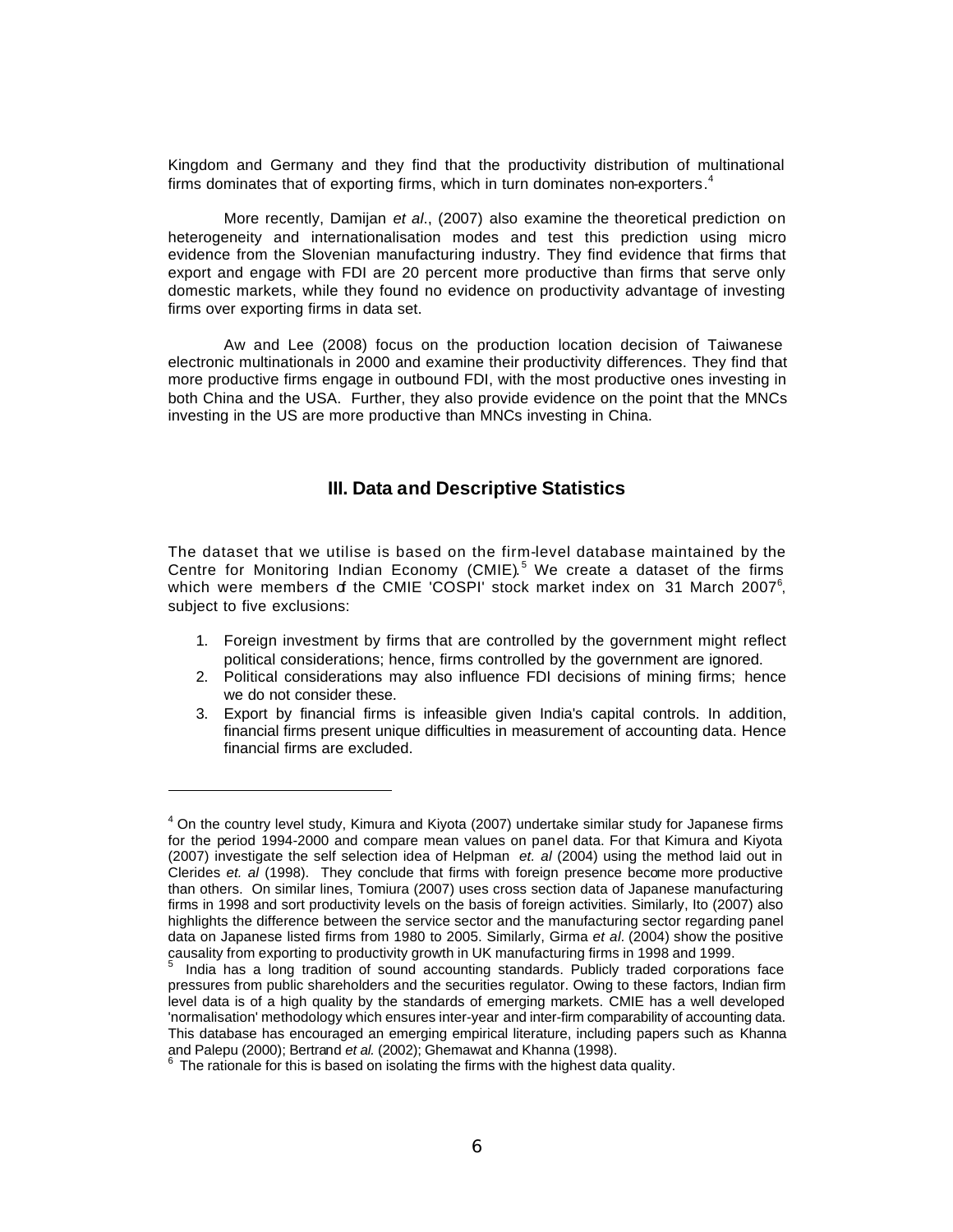Kingdom and Germany and they find that the productivity distribution of multinational firms dominates that of exporting firms, which in turn dominates non-exporters.[4]

More recently, Damijan *et al*., (2007) also examine the theoretical prediction on heterogeneity and internationalisation modes and test this prediction using micro evidence from the Slovenian manufacturing industry. They find evidence that firms that export and engage with FDI are 20 percent more productive than firms that serve only domestic markets, while they found no evidence on productivity advantage of investing firms over exporting firms in data set.

Aw and Lee (2008) focus on the production location decision of Taiwanese electronic multinationals in 2000 and examine their productivity differences. They find that more productive firms engage in outbound FDI, with the most productive ones investing in both China and the USA. Further, they also provide evidence on the point that the MNCs investing in the US are more productive than MNCs investing in China.

## III. Data and Descriptive Statistics

The dataset that we utilise is based on the firm-level database maintained by the Centre for Monitoring Indian Economy (CMIE).[5] We create a dataset of the firms which were members of the CMIE 'COSPI' stock market index on 31 March 2007[6], subject to five exclusions:

1. Foreign investment by firms that are controlled by the government might reflect political considerations; hence, firms controlled by the government are ignored.
2. Political considerations may also influence FDI decisions of mining firms; hence we do not consider these.
3. Export by financial firms is infeasible given India's capital controls. In addition, financial firms present unique difficulties in measurement of accounting data. Hence financial firms are excluded.

---

[4] On the country level study, Kimura and Kiyota (2007) undertake similar study for Japanese firms for the period 1994-2000 and compare mean values on panel data. For that Kimura and Kiyota (2007) investigate the self selection idea of Helpman *et. al* (2004) using the method laid out in Clerides *et. al* (1998). They conclude that firms with foreign presence become more productive than others. On similar lines, Tomiura (2007) uses cross section data of Japanese manufacturing firms in 1998 and sort productivity levels on the basis of foreign activities. Similarly, Ito (2007) also highlights the difference between the service sector and the manufacturing sector regarding panel data on Japanese listed firms from 1980 to 2005. Similarly, Girma *et al*. (2004) show the positive causality from exporting to productivity growth in UK manufacturing firms in 1998 and 1999.

[5] India has a long tradition of sound accounting standards. Publicly traded corporations face pressures from public shareholders and the securities regulator. Owing to these factors, Indian firm level data is of a high quality by the standards of emerging markets. CMIE has a well developed 'normalisation' methodology which ensures inter-year and inter-firm comparability of accounting data. This database has encouraged an emerging empirical literature, including papers such as Khanna and Palepu (2000); Bertrand *et al.* (2002); Ghemawat and Khanna (1998).

[6] The rationale for this is based on isolating the firms with the highest data quality.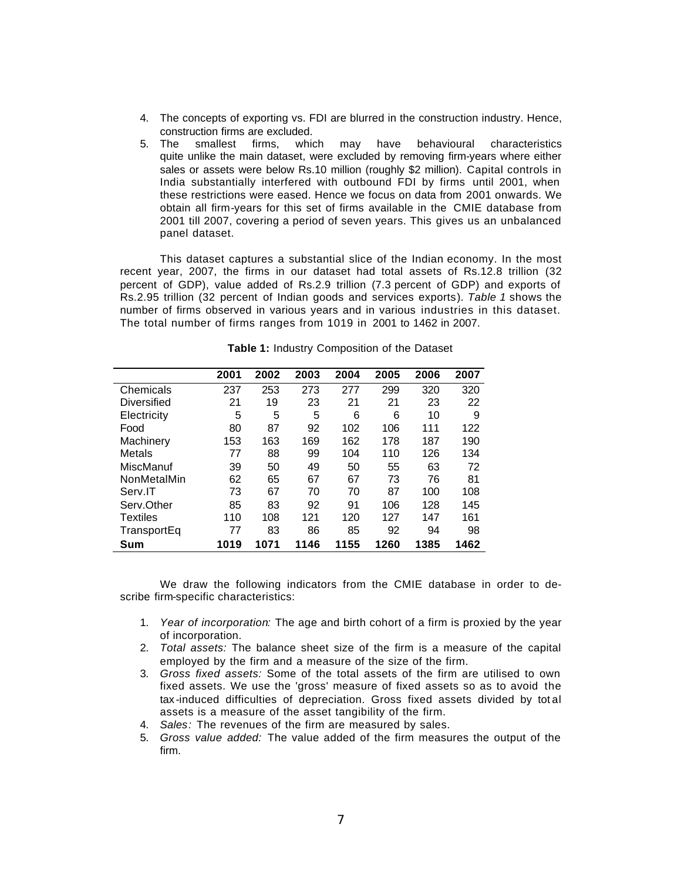4. The concepts of exporting vs. FDI are blurred in the construction industry. Hence, construction firms are excluded.
5. The smallest firms, which may have behavioural characteristics quite unlike the main dataset, were excluded by removing firm-years where either sales or assets were below Rs.10 million (roughly $2 million). Capital controls in India substantially interfered with outbound FDI by firms until 2001, when these restrictions were eased. Hence we focus on data from 2001 onwards. We obtain all firm-years for this set of firms available in the CMIE database from 2001 till 2007, covering a period of seven years. This gives us an unbalanced panel dataset.

This dataset captures a substantial slice of the Indian economy. In the most recent year, 2007, the firms in our dataset had total assets of Rs.12.8 trillion (32 percent of GDP), value added of Rs.2.9 trillion (7.3 percent of GDP) and exports of Rs.2.95 trillion (32 percent of Indian goods and services exports). *Table 1* shows the number of firms observed in various years and in various industries in this dataset. The total number of firms ranges from 1019 in 2001 to 1462 in 2007.

**Table 1:** Industry Composition of the Dataset

| | 2001 | 2002 | 2003 | 2004 | 2005 | 2006 | 2007 |
|---|---|---|---|---|---|---|---|
| Chemicals | 237 | 253 | 273 | 277 | 299 | 320 | 320 |
| Diversified | 21 | 19 | 23 | 21 | 21 | 23 | 22 |
| Electricity | 5 | 5 | 5 | 6 | 6 | 10 | 9 |
| Food | 80 | 87 | 92 | 102 | 106 | 111 | 122 |
| Machinery | 153 | 163 | 169 | 162 | 178 | 187 | 190 |
| Metals | 77 | 88 | 99 | 104 | 110 | 126 | 134 |
| MiscManuf | 39 | 50 | 49 | 50 | 55 | 63 | 72 |
| NonMetalMin | 62 | 65 | 67 | 67 | 73 | 76 | 81 |
| Serv.IT | 73 | 67 | 70 | 70 | 87 | 100 | 108 |
| Serv.Other | 85 | 83 | 92 | 91 | 106 | 128 | 145 |
| Textiles | 110 | 108 | 121 | 120 | 127 | 147 | 161 |
| TransportEq | 77 | 83 | 86 | 85 | 92 | 94 | 98 |
| **Sum** | **1019** | **1071** | **1146** | **1155** | **1260** | **1385** | **1462** |

We draw the following indicators from the CMIE database in order to describe firm-specific characteristics:

1. *Year of incorporation:* The age and birth cohort of a firm is proxied by the year of incorporation.
2. *Total assets:* The balance sheet size of the firm is a measure of the capital employed by the firm and a measure of the size of the firm.
3. *Gross fixed assets:* Some of the total assets of the firm are utilised to own fixed assets. We use the 'gross' measure of fixed assets so as to avoid the tax-induced difficulties of depreciation. Gross fixed assets divided by total assets is a measure of the asset tangibility of the firm.
4. *Sales:* The revenues of the firm are measured by sales.
5. *Gross value added:* The value added of the firm measures the output of the firm.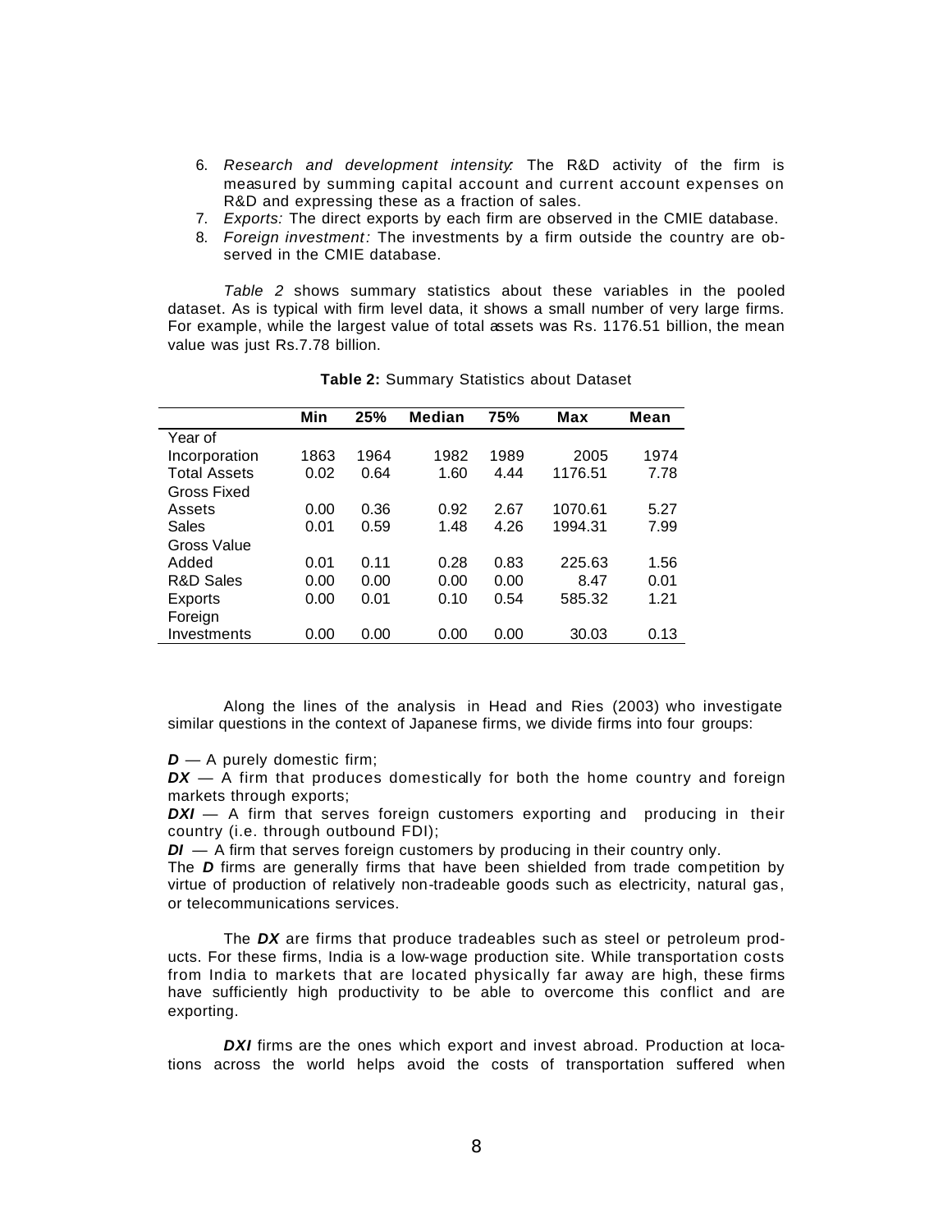6. *Research and development intensity*: The R&D activity of the firm is measured by summing capital account and current account expenses on R&D and expressing these as a fraction of sales.
7. *Exports:* The direct exports by each firm are observed in the CMIE database.
8. *Foreign investment:* The investments by a firm outside the country are observed in the CMIE database.

*Table 2* shows summary statistics about these variables in the pooled dataset. As is typical with firm level data, it shows a small number of very large firms. For example, while the largest value of total assets was Rs. 1176.51 billion, the mean value was just Rs.7.78 billion.

**Table 2:** Summary Statistics about Dataset

| | Min | 25% | Median | 75% | Max | Mean |
|---|---|---|---|---|---|---|
| Year of Incorporation | 1863 | 1964 | 1982 | 1989 | 2005 | 1974 |
| Total Assets | 0.02 | 0.64 | 1.60 | 4.44 | 1176.51 | 7.78 |
| Gross Fixed Assets | 0.00 | 0.36 | 0.92 | 2.67 | 1070.61 | 5.27 |
| Sales | 0.01 | 0.59 | 1.48 | 4.26 | 1994.31 | 7.99 |
| Gross Value Added | 0.01 | 0.11 | 0.28 | 0.83 | 225.63 | 1.56 |
| R&D Sales | 0.00 | 0.00 | 0.00 | 0.00 | 8.47 | 0.01 |
| Exports | 0.00 | 0.01 | 0.10 | 0.54 | 585.32 | 1.21 |
| Foreign Investments | 0.00 | 0.00 | 0.00 | 0.00 | 30.03 | 0.13 |

Along the lines of the analysis in Head and Ries (2003) who investigate similar questions in the context of Japanese firms, we divide firms into four groups:

***D*** — A purely domestic firm;
***DX*** — A firm that produces domestically for both the home country and foreign markets through exports;
***DXI*** — A firm that serves foreign customers exporting and producing in their country (i.e. through outbound FDI);
***DI*** — A firm that serves foreign customers by producing in their country only.
The ***D*** firms are generally firms that have been shielded from trade competition by virtue of production of relatively non-tradeable goods such as electricity, natural gas, or telecommunications services.

The ***DX*** are firms that produce tradeables such as steel or petroleum products. For these firms, India is a low-wage production site. While transportation costs from India to markets that are located physically far away are high, these firms have sufficiently high productivity to be able to overcome this conflict and are exporting.

***DXI*** firms are the ones which export and invest abroad. Production at locations across the world helps avoid the costs of transportation suffered when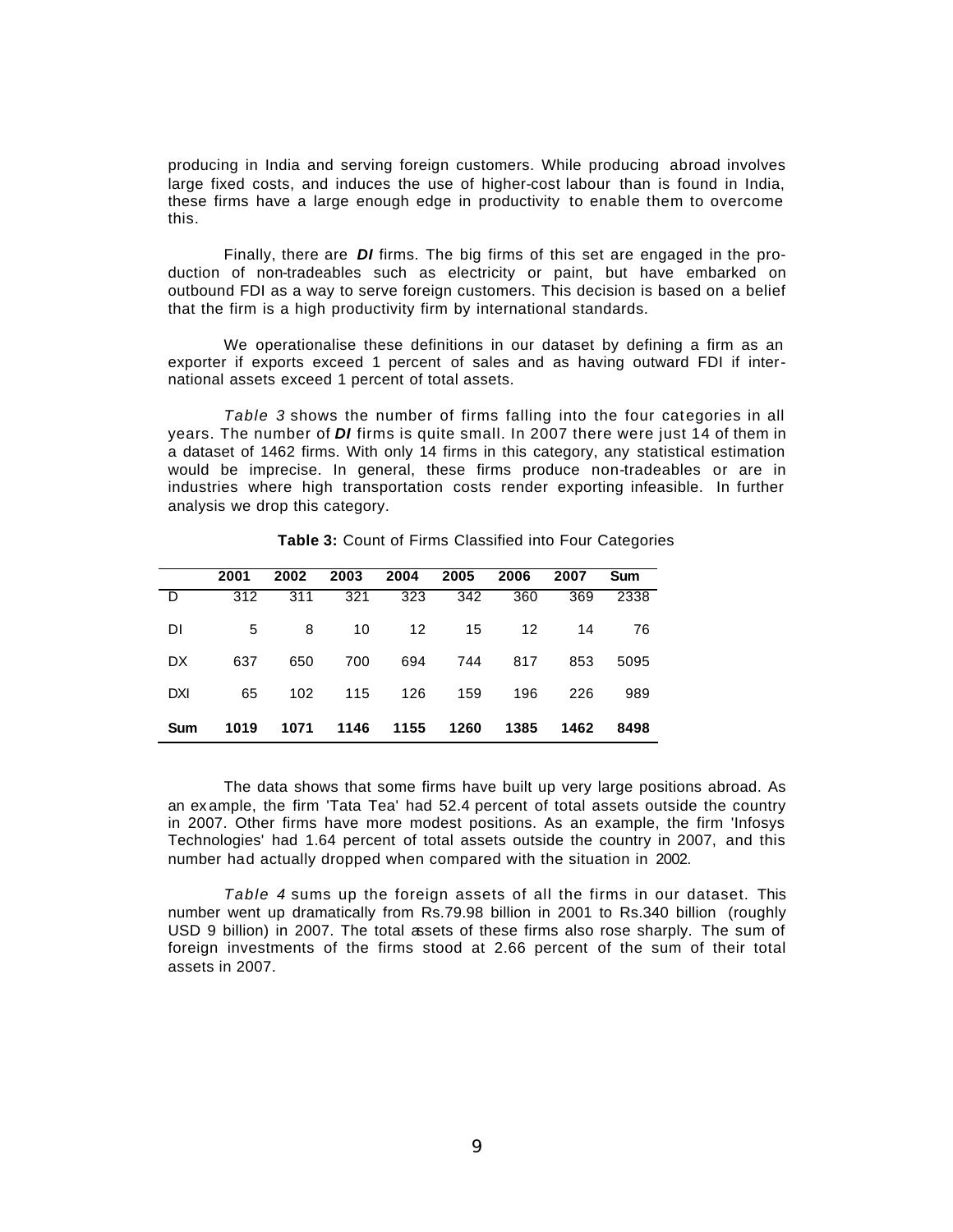producing in India and serving foreign customers. While producing abroad involves large fixed costs, and induces the use of higher-cost labour than is found in India, these firms have a large enough edge in productivity to enable them to overcome this.

Finally, there are ***DI*** firms. The big firms of this set are engaged in the production of non-tradeables such as electricity or paint, but have embarked on outbound FDI as a way to serve foreign customers. This decision is based on a belief that the firm is a high productivity firm by international standards.

We operationalise these definitions in our dataset by defining a firm as an exporter if exports exceed 1 percent of sales and as having outward FDI if international assets exceed 1 percent of total assets.

*Table 3* shows the number of firms falling into the four categories in all years. The number of ***DI*** firms is quite small. In 2007 there were just 14 of them in a dataset of 1462 firms. With only 14 firms in this category, any statistical estimation would be imprecise. In general, these firms produce non-tradeables or are in industries where high transportation costs render exporting infeasible. In further analysis we drop this category.

**Table 3:** Count of Firms Classified into Four Categories

| | 2001 | 2002 | 2003 | 2004 | 2005 | 2006 | 2007 | Sum |
|---|---|---|---|---|---|---|---|---|
| D | 312 | 311 | 321 | 323 | 342 | 360 | 369 | 2338 |
| DI | 5 | 8 | 10 | 12 | 15 | 12 | 14 | 76 |
| DX | 637 | 650 | 700 | 694 | 744 | 817 | 853 | 5095 |
| DXI | 65 | 102 | 115 | 126 | 159 | 196 | 226 | 989 |
| **Sum** | **1019** | **1071** | **1146** | **1155** | **1260** | **1385** | **1462** | **8498** |

The data shows that some firms have built up very large positions abroad. As an example, the firm 'Tata Tea' had 52.4 percent of total assets outside the country in 2007. Other firms have more modest positions. As an example, the firm 'Infosys Technologies' had 1.64 percent of total assets outside the country in 2007, and this number had actually dropped when compared with the situation in 2002.

*Table 4* sums up the foreign assets of all the firms in our dataset. This number went up dramatically from Rs.79.98 billion in 2001 to Rs.340 billion (roughly USD 9 billion) in 2007. The total assets of these firms also rose sharply. The sum of foreign investments of the firms stood at 2.66 percent of the sum of their total assets in 2007.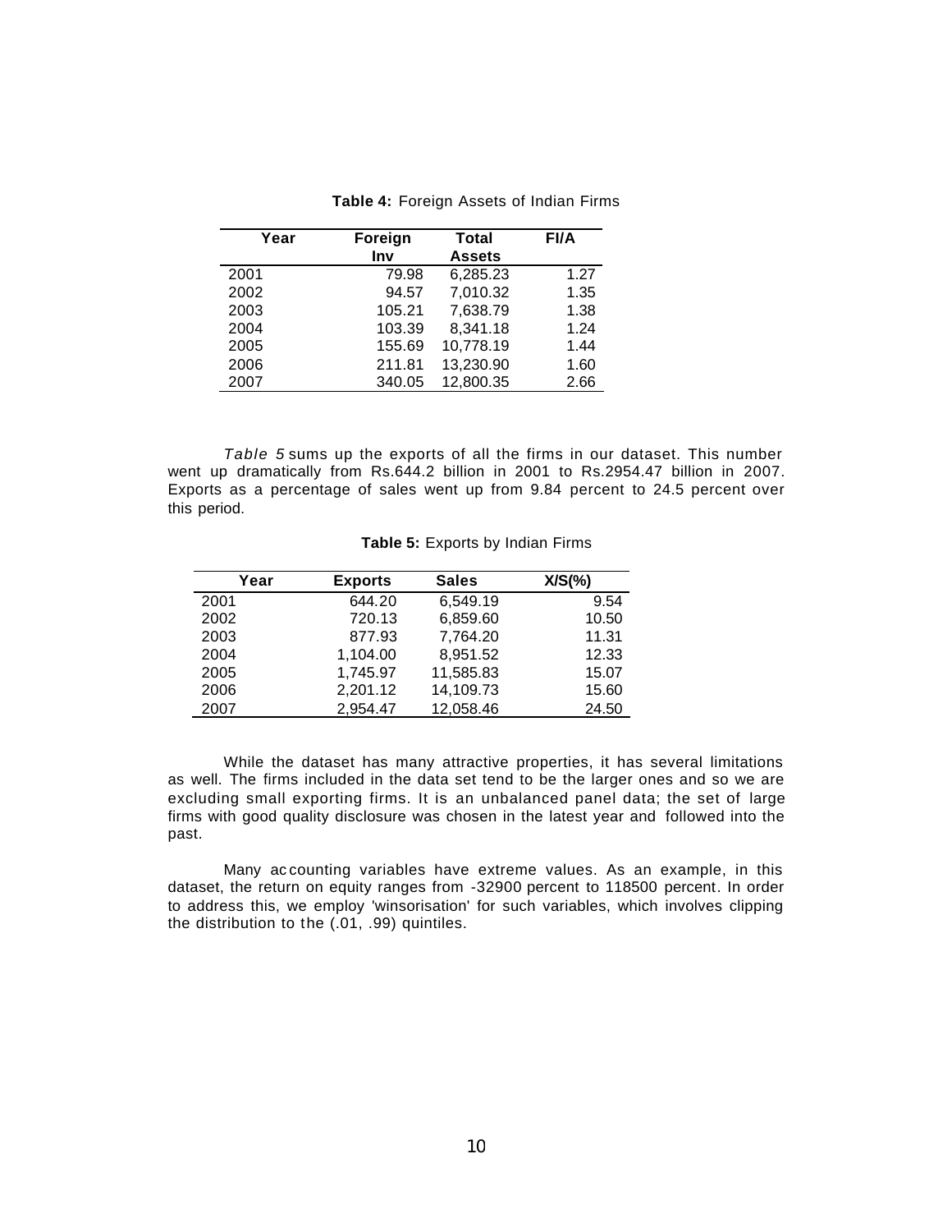**Table 4:** Foreign Assets of Indian Firms

| Year | Foreign Inv | Total Assets | FI/A |
|---|---|---|---|
| 2001 | 79.98 | 6,285.23 | 1.27 |
| 2002 | 94.57 | 7,010.32 | 1.35 |
| 2003 | 105.21 | 7,638.79 | 1.38 |
| 2004 | 103.39 | 8,341.18 | 1.24 |
| 2005 | 155.69 | 10,778.19 | 1.44 |
| 2006 | 211.81 | 13,230.90 | 1.60 |
| 2007 | 340.05 | 12,800.35 | 2.66 |

*Table 5* sums up the exports of all the firms in our dataset. This number went up dramatically from Rs.644.2 billion in 2001 to Rs.2954.47 billion in 2007. Exports as a percentage of sales went up from 9.84 percent to 24.5 percent over this period.

**Table 5:** Exports by Indian Firms

| Year | Exports | Sales | X/S(%) |
|---|---|---|---|
| 2001 | 644.20 | 6,549.19 | 9.54 |
| 2002 | 720.13 | 6,859.60 | 10.50 |
| 2003 | 877.93 | 7,764.20 | 11.31 |
| 2004 | 1,104.00 | 8,951.52 | 12.33 |
| 2005 | 1,745.97 | 11,585.83 | 15.07 |
| 2006 | 2,201.12 | 14,109.73 | 15.60 |
| 2007 | 2,954.47 | 12,058.46 | 24.50 |

While the dataset has many attractive properties, it has several limitations as well. The firms included in the data set tend to be the larger ones and so we are excluding small exporting firms. It is an unbalanced panel data; the set of large firms with good quality disclosure was chosen in the latest year and followed into the past.

Many accounting variables have extreme values. As an example, in this dataset, the return on equity ranges from -32900 percent to 118500 percent. In order to address this, we employ 'winsorisation' for such variables, which involves clipping the distribution to the (.01, .99) quintiles.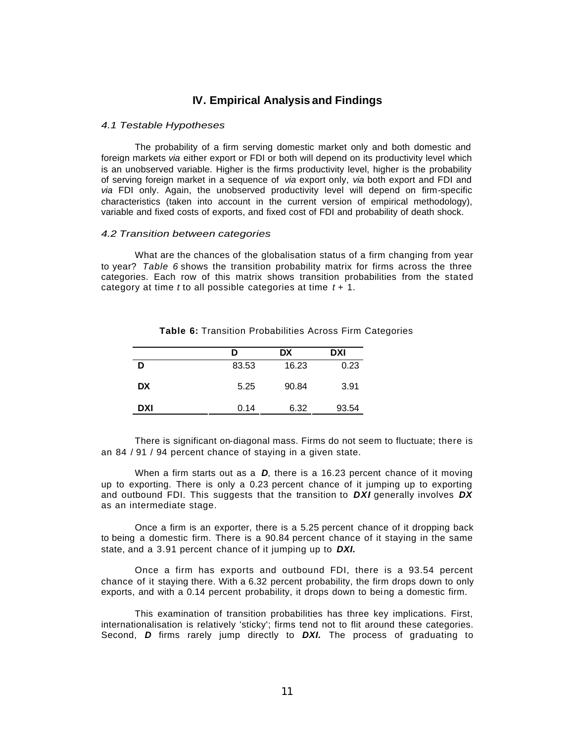## IV. Empirical Analysis and Findings

### *4.1 Testable Hypotheses*

The probability of a firm serving domestic market only and both domestic and foreign markets *via* either export or FDI or both will depend on its productivity level which is an unobserved variable. Higher is the firms productivity level, higher is the probability of serving foreign market in a sequence of *via* export only, *via* both export and FDI and *via* FDI only. Again, the unobserved productivity level will depend on firm-specific characteristics (taken into account in the current version of empirical methodology), variable and fixed costs of exports, and fixed cost of FDI and probability of death shock.

### *4.2 Transition between categories*

What are the chances of the globalisation status of a firm changing from year to year? *Table 6* shows the transition probability matrix for firms across the three categories. Each row of this matrix shows transition probabilities from the stated category at time *t* to all possible categories at time *t* + 1.

**Table 6:** Transition Probabilities Across Firm Categories

| | D | DX | DXI |
|---|---|---|---|
| **D** | 83.53 | 16.23 | 0.23 |
| **DX** | 5.25 | 90.84 | 3.91 |
| **DXI** | 0.14 | 6.32 | 93.54 |

There is significant on-diagonal mass. Firms do not seem to fluctuate; there is an 84 / 91 / 94 percent chance of staying in a given state.

When a firm starts out as a ***D***, there is a 16.23 percent chance of it moving up to exporting. There is only a 0.23 percent chance of it jumping up to exporting and outbound FDI. This suggests that the transition to ***DXI*** generally involves ***DX*** as an intermediate stage.

Once a firm is an exporter, there is a 5.25 percent chance of it dropping back to being a domestic firm. There is a 90.84 percent chance of it staying in the same state, and a 3.91 percent chance of it jumping up to ***DXI.***

Once a firm has exports and outbound FDI, there is a 93.54 percent chance of it staying there. With a 6.32 percent probability, the firm drops down to only exports, and with a 0.14 percent probability, it drops down to being a domestic firm.

This examination of transition probabilities has three key implications. First, internationalisation is relatively 'sticky'; firms tend not to flit around these categories. Second, ***D*** firms rarely jump directly to ***DXI.*** The process of graduating to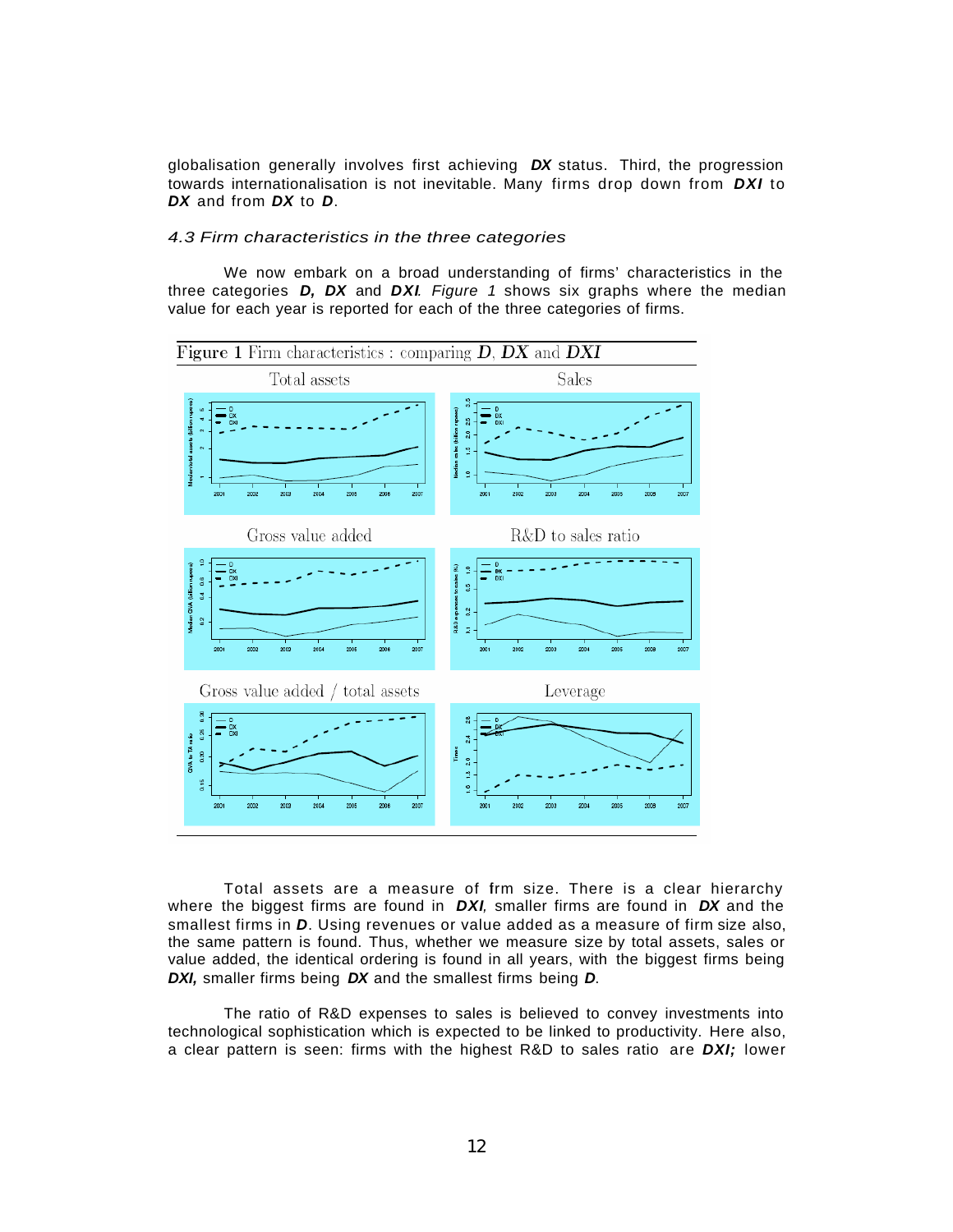globalisation generally involves first achieving ***DX*** status. Third, the progression towards internationalisation is not inevitable. Many firms drop down from ***DXI*** to ***DX*** and from ***DX*** to ***D***.

### *4.3 Firm characteristics in the three categories*

We now embark on a broad understanding of firms' characteristics in the three categories ***D, DX*** and ***DXI***. *Figure 1* shows six graphs where the median value for each year is reported for each of the three categories of firms.

Figure 1 Firm characteristics : comparing ***D***, ***DX*** and ***DXI***

Total assets are a measure of frm size. There is a clear hierarchy where the biggest firms are found in ***DXI***, smaller firms are found in ***DX*** and the smallest firms in ***D***. Using revenues or value added as a measure of firm size also, the same pattern is found. Thus, whether we measure size by total assets, sales or value added, the identical ordering is found in all years, with the biggest firms being ***DXI***, smaller firms being ***DX*** and the smallest firms being ***D***.

The ratio of R&D expenses to sales is believed to convey investments into technological sophistication which is expected to be linked to productivity. Here also, a clear pattern is seen: firms with the highest R&D to sales ratio are ***DXI;*** lower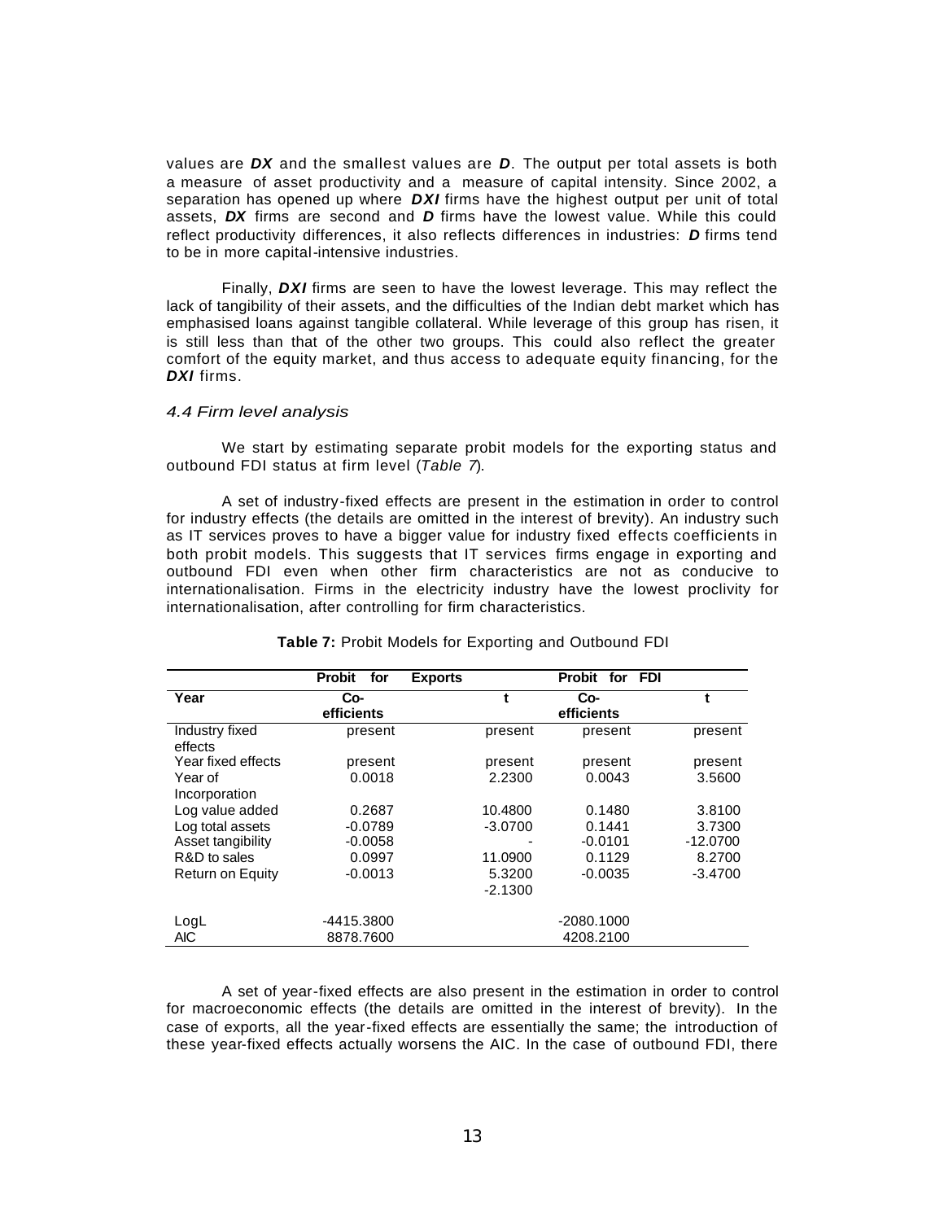values are ***DX*** and the smallest values are ***D***. The output per total assets is both a measure of asset productivity and a measure of capital intensity. Since 2002, a separation has opened up where ***DXI*** firms have the highest output per unit of total assets, ***DX*** firms are second and ***D*** firms have the lowest value. While this could reflect productivity differences, it also reflects differences in industries: ***D*** firms tend to be in more capital-intensive industries.

Finally, ***DXI*** firms are seen to have the lowest leverage. This may reflect the lack of tangibility of their assets, and the difficulties of the Indian debt market which has emphasised loans against tangible collateral. While leverage of this group has risen, it is still less than that of the other two groups. This could also reflect the greater comfort of the equity market, and thus access to adequate equity financing, for the ***DXI*** firms.

### *4.4 Firm level analysis*

We start by estimating separate probit models for the exporting status and outbound FDI status at firm level (*Table 7*).

A set of industry-fixed effects are present in the estimation in order to control for industry effects (the details are omitted in the interest of brevity). An industry such as IT services proves to have a bigger value for industry fixed effects coefficients in both probit models. This suggests that IT services firms engage in exporting and outbound FDI even when other firm characteristics are not as conducive to internationalisation. Firms in the electricity industry have the lowest proclivity for internationalisation, after controlling for firm characteristics.

**Table 7:** Probit Models for Exporting and Outbound FDI

| | **Probit for Exports** | | **Probit for FDI** | |
|---|---|---|---|---|
| **Year** | **Co-efficients** | **t** | **Co-efficients** | **t** |
| Industry fixed effects | present | present | present | present |
| Year fixed effects | present | present | present | present |
| Year of Incorporation | 0.0018 | 2.2300 | 0.0043 | 3.5600 |
| Log value added | 0.2687 | 10.4800 | 0.1480 | 3.8100 |
| Log total assets | -0.0789 | -3.0700 | 0.1441 | 3.7300 |
| Asset tangibility | -0.0058 | - | -0.0101 | -12.0700 |
| R&D to sales | 0.0997 | 11.0900 | 0.1129 | 8.2700 |
| Return on Equity | -0.0013 | 5.3200 | -0.0035 | -3.4700 |
| | | -2.1300 | | |
| LogL | -4415.3800 | | -2080.1000 | |
| AIC | 8878.7600 | | 4208.2100 | |

A set of year-fixed effects are also present in the estimation in order to control for macroeconomic effects (the details are omitted in the interest of brevity). In the case of exports, all the year-fixed effects are essentially the same; the introduction of these year-fixed effects actually worsens the AIC. In the case of outbound FDI, there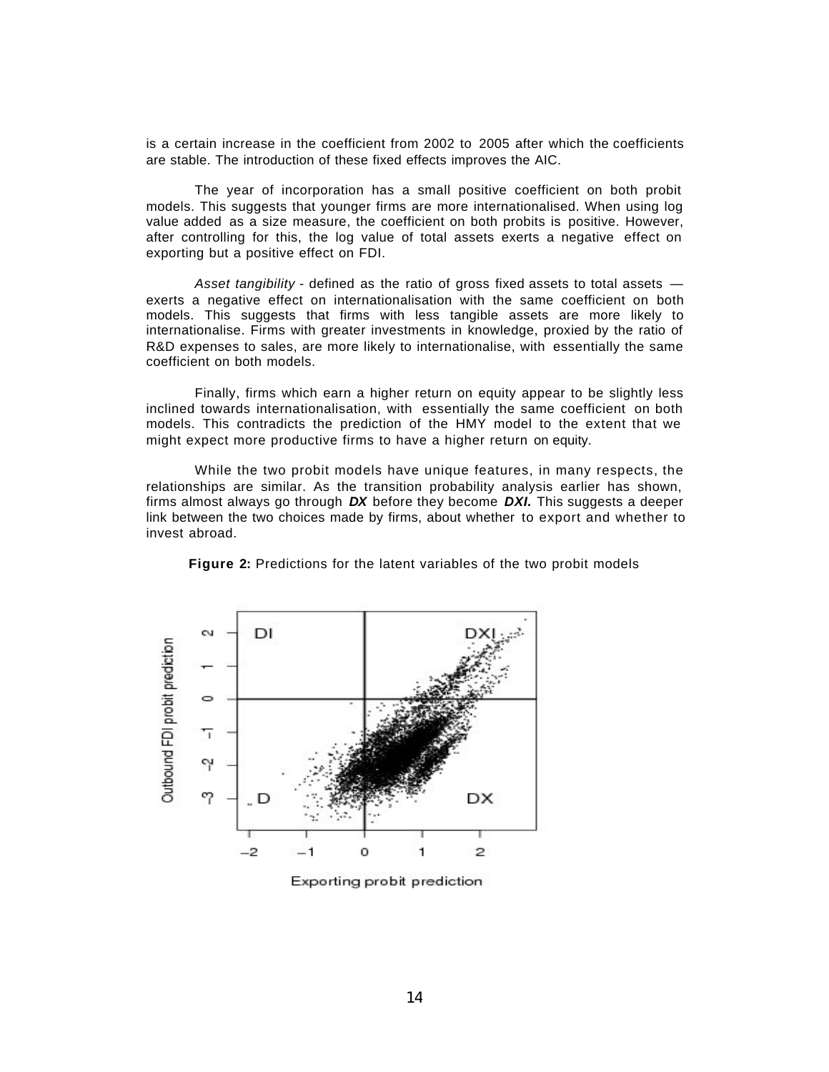is a certain increase in the coefficient from 2002 to 2005 after which the coefficients are stable. The introduction of these fixed effects improves the AIC.

The year of incorporation has a small positive coefficient on both probit models. This suggests that younger firms are more internationalised. When using log value added as a size measure, the coefficient on both probits is positive. However, after controlling for this, the log value of total assets exerts a negative effect on exporting but a positive effect on FDI.

*Asset tangibility* - defined as the ratio of gross fixed assets to total assets — exerts a negative effect on internationalisation with the same coefficient on both models. This suggests that firms with less tangible assets are more likely to internationalise. Firms with greater investments in knowledge, proxied by the ratio of R&D expenses to sales, are more likely to internationalise, with essentially the same coefficient on both models.

Finally, firms which earn a higher return on equity appear to be slightly less inclined towards internationalisation, with essentially the same coefficient on both models. This contradicts the prediction of the HMY model to the extent that we might expect more productive firms to have a higher return on equity.

While the two probit models have unique features, in many respects, the relationships are similar. As the transition probability analysis earlier has shown, firms almost always go through ***DX*** before they become ***DXI.*** This suggests a deeper link between the two choices made by firms, about whether to export and whether to invest abroad.

**Figure 2:** Predictions for the latent variables of the two probit models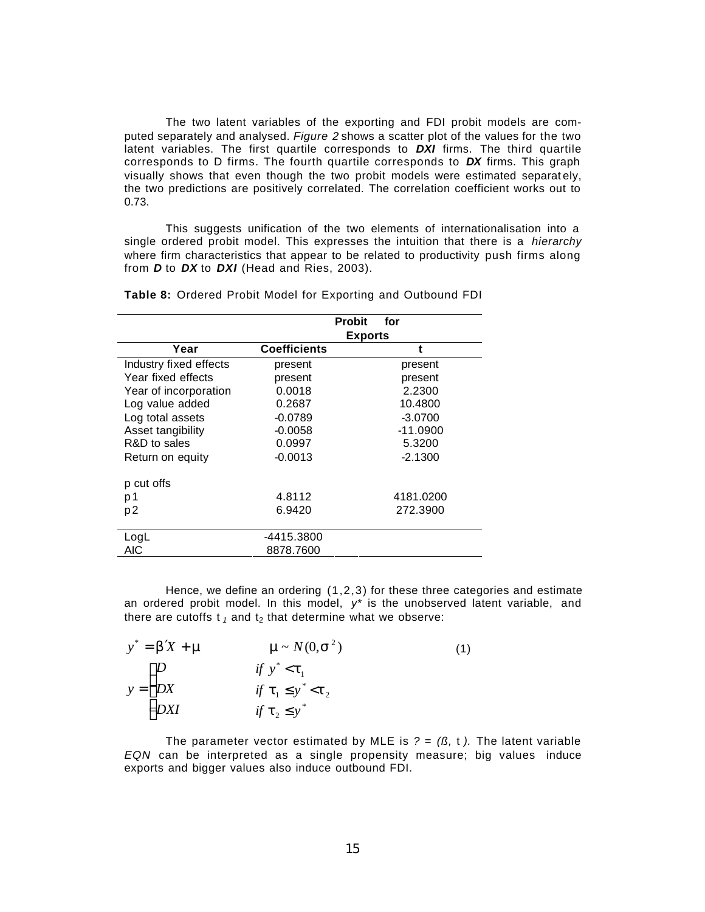The two latent variables of the exporting and FDI probit models are computed separately and analysed. *Figure 2* shows a scatter plot of the values for the two latent variables. The first quartile corresponds to ***DXI*** firms. The third quartile corresponds to D firms. The fourth quartile corresponds to ***DX*** firms. This graph visually shows that even though the two probit models were estimated separately, the two predictions are positively correlated. The correlation coefficient works out to 0.73.

This suggests unification of the two elements of internationalisation into a single ordered probit model. This expresses the intuition that there is a *hierarchy* where firm characteristics that appear to be related to productivity push firms along from ***D*** to ***DX*** to ***DXI*** (Head and Ries, 2003).

**Table 8:** Ordered Probit Model for Exporting and Outbound FDI

| | Probit for Exports | |
|---|---|---|
| **Year** | **Coefficients** | **t** |
| Industry fixed effects | present | present |
| Year fixed effects | present | present |
| Year of incorporation | 0.0018 | 2.2300 |
| Log value added | 0.2687 | 10.4800 |
| Log total assets | -0.0789 | -3.0700 |
| Asset tangibility | -0.0058 | -11.0900 |
| R&D to sales | 0.0997 | 5.3200 |
| Return on equity | -0.0013 | -2.1300 |
| p cut offs | | |
| p1 | 4.8112 | 4181.0200 |
| p2 | 6.9420 | 272.3900 |
| LogL | -4415.3800 | |
| AIC | 8878.7600 | |

Hence, we define an ordering (1,2,3) for these three categories and estimate an ordered probit model. In this model, $y^*$ is the unobserved latent variable, and there are cutoffs $\tau_1$ and $\tau_2$ that determine what we observe:

$$y^* = \beta' X + \mu \qquad \mu \sim N(0,\sigma^2) \tag{1}$$

$$y = \begin{cases} D & \text{if } y^* < \tau_1 \\ DX & \text{if } \tau_1 \leq y^* < \tau_2 \\ DXI & \text{if } \tau_2 \leq y^* \end{cases}$$

The parameter vector estimated by MLE is $? = (\beta, \tau)$. The latent variable *EQN* can be interpreted as a single propensity measure; big values induce exports and bigger values also induce outbound FDI.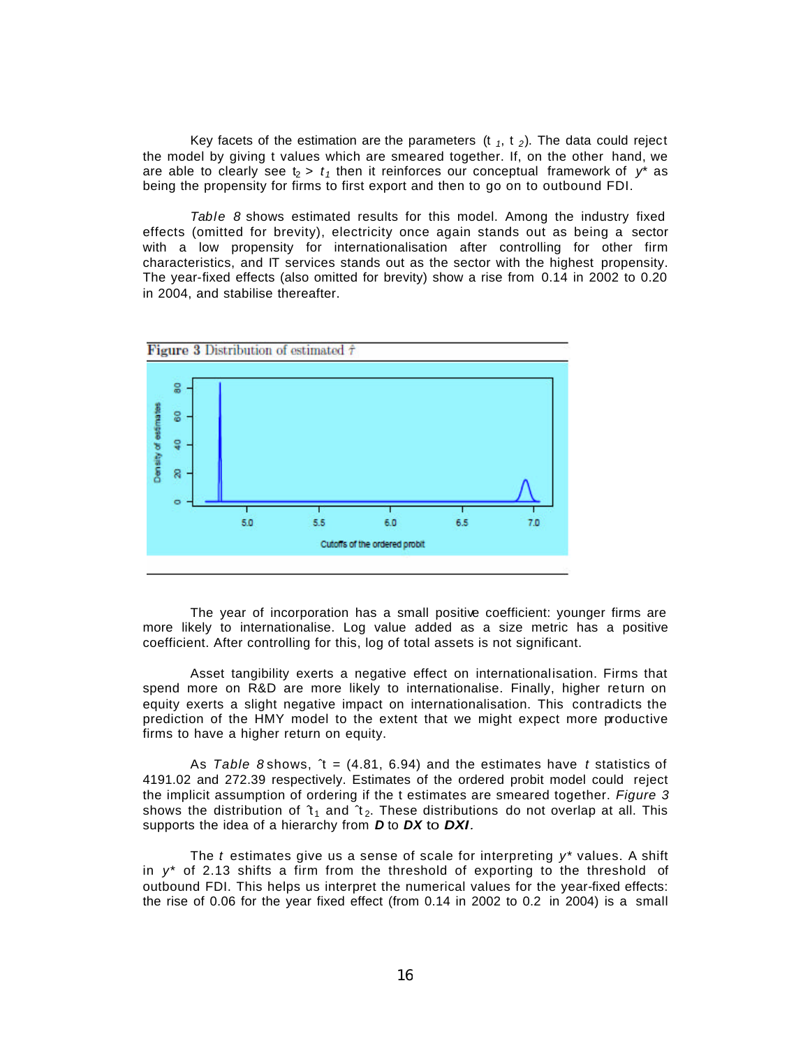Key facets of the estimation are the parameters ($t_1$, $t_2$). The data could reject the model by giving t values which are smeared together. If, on the other hand, we are able to clearly see $t_2 > t_1$ then it reinforces our conceptual framework of $y^*$ as being the propensity for firms to first export and then to go on to outbound FDI.

*Table 8* shows estimated results for this model. Among the industry fixed effects (omitted for brevity), electricity once again stands out as being a sector with a low propensity for internationalisation after controlling for other firm characteristics, and IT services stands out as the sector with the highest propensity. The year-fixed effects (also omitted for brevity) show a rise from 0.14 in 2002 to 0.20 in 2004, and stabilise thereafter.

**Figure 3** Distribution of estimated $\hat{\tau}$

The year of incorporation has a small positive coefficient: younger firms are more likely to internationalise. Log value added as a size metric has a positive coefficient. After controlling for this, log of total assets is not significant.

Asset tangibility exerts a negative effect on internationalisation. Firms that spend more on R&D are more likely to internationalise. Finally, higher return on equity exerts a slight negative impact on internationalisation. This contradicts the prediction of the HMY model to the extent that we might expect more productive firms to have a higher return on equity.

As *Table 8* shows, $\hat{t}$ = (4.81, 6.94) and the estimates have *t* statistics of 4191.02 and 272.39 respectively. Estimates of the ordered probit model could reject the implicit assumption of ordering if the t estimates are smeared together. *Figure 3* shows the distribution of $\hat{t}_1$ and $\hat{t}_2$. These distributions do not overlap at all. This supports the idea of a hierarchy from ***D*** to ***DX*** to ***DXI***.

The *t* estimates give us a sense of scale for interpreting $y^*$ values. A shift in $y^*$ of 2.13 shifts a firm from the threshold of exporting to the threshold of outbound FDI. This helps us interpret the numerical values for the year-fixed effects: the rise of 0.06 for the year fixed effect (from 0.14 in 2002 to 0.2 in 2004) is a small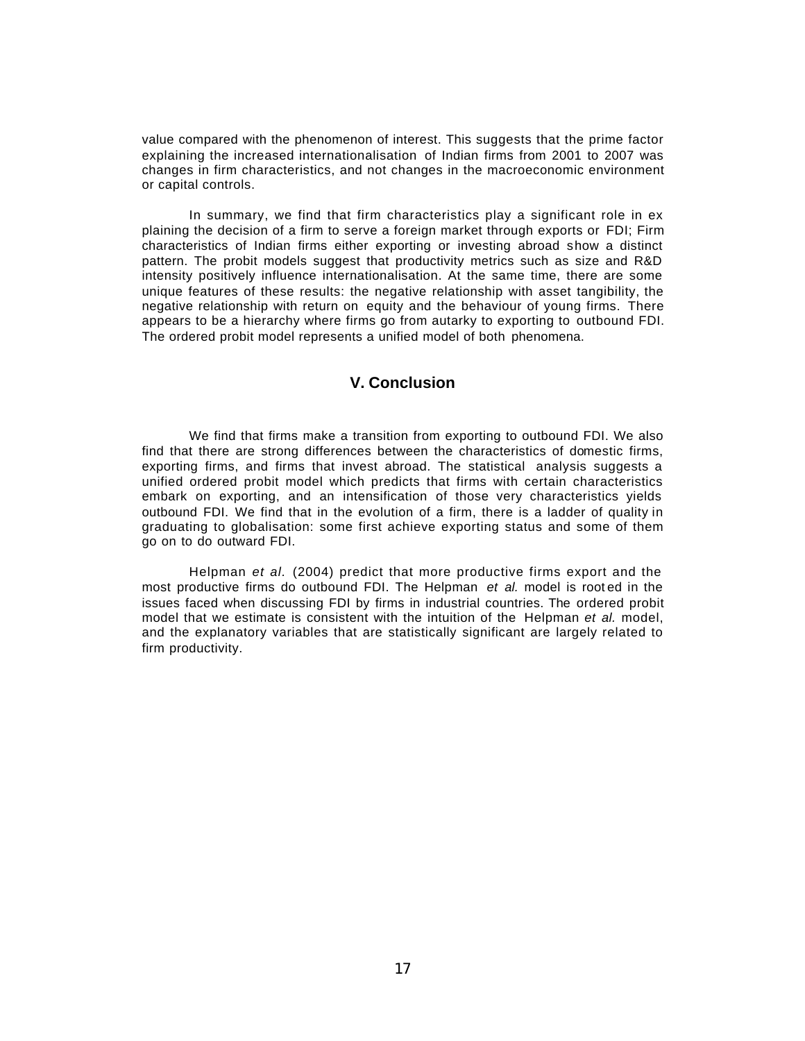value compared with the phenomenon of interest. This suggests that the prime factor explaining the increased internationalisation of Indian firms from 2001 to 2007 was changes in firm characteristics, and not changes in the macroeconomic environment or capital controls.

In summary, we find that firm characteristics play a significant role in explaining the decision of a firm to serve a foreign market through exports or FDI; Firm characteristics of Indian firms either exporting or investing abroad show a distinct pattern. The probit models suggest that productivity metrics such as size and R&D intensity positively influence internationalisation. At the same time, there are some unique features of these results: the negative relationship with asset tangibility, the negative relationship with return on equity and the behaviour of young firms. There appears to be a hierarchy where firms go from autarky to exporting to outbound FDI. The ordered probit model represents a unified model of both phenomena.

## V. Conclusion

We find that firms make a transition from exporting to outbound FDI. We also find that there are strong differences between the characteristics of domestic firms, exporting firms, and firms that invest abroad. The statistical analysis suggests a unified ordered probit model which predicts that firms with certain characteristics embark on exporting, and an intensification of those very characteristics yields outbound FDI. We find that in the evolution of a firm, there is a ladder of quality in graduating to globalisation: some first achieve exporting status and some of them go on to do outward FDI.

Helpman *et al.* (2004) predict that more productive firms export and the most productive firms do outbound FDI. The Helpman *et al.* model is rooted in the issues faced when discussing FDI by firms in industrial countries. The ordered probit model that we estimate is consistent with the intuition of the Helpman *et al.* model, and the explanatory variables that are statistically significant are largely related to firm productivity.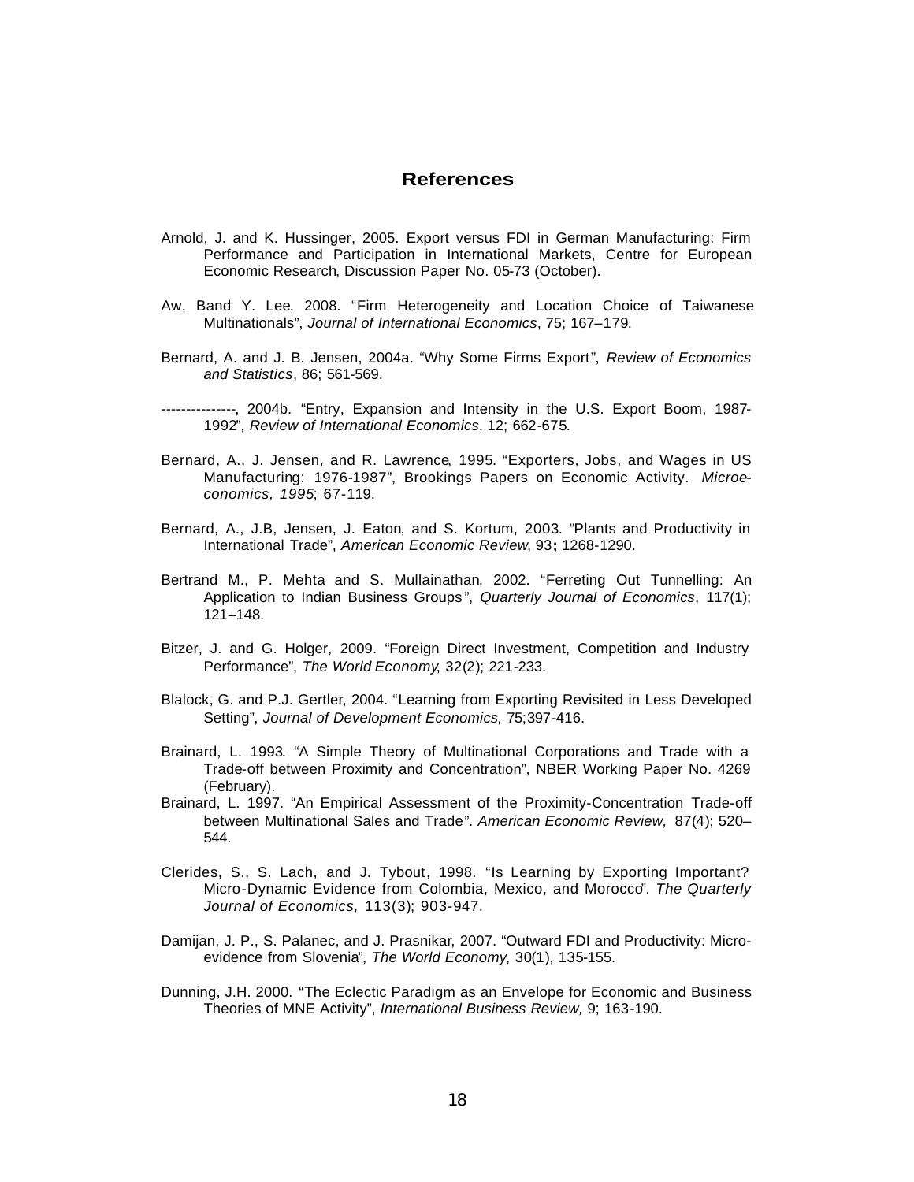# References

Arnold, J. and K. Hussinger, 2005. Export versus FDI in German Manufacturing: Firm Performance and Participation in International Markets, Centre for European Economic Research, Discussion Paper No. 05-73 (October).

Aw, Band Y. Lee, 2008. "Firm Heterogeneity and Location Choice of Taiwanese Multinationals", *Journal of International Economics*, 75; 167–179.

Bernard, A. and J. B. Jensen, 2004a. "Why Some Firms Export", *Review of Economics and Statistics*, 86; 561-569.

---------------, 2004b. "Entry, Expansion and Intensity in the U.S. Export Boom, 1987-1992", *Review of International Economics*, 12; 662-675.

Bernard, A., J. Jensen, and R. Lawrence, 1995. "Exporters, Jobs, and Wages in US Manufacturing: 1976-1987", Brookings Papers on Economic Activity. *Microeconomics, 1995*; 67-119.

Bernard, A., J.B, Jensen, J. Eaton, and S. Kortum, 2003. "Plants and Productivity in International Trade", *American Economic Review*, 93**;** 1268-1290.

Bertrand M., P. Mehta and S. Mullainathan, 2002. "Ferreting Out Tunnelling: An Application to Indian Business Groups", *Quarterly Journal of Economics*, 117(1); 121–148.

Bitzer, J. and G. Holger, 2009. "Foreign Direct Investment, Competition and Industry Performance", *The World Economy*, 32(2); 221-233.

Blalock, G. and P.J. Gertler, 2004. "Learning from Exporting Revisited in Less Developed Setting", *Journal of Development Economics,* 75;397-416.

Brainard, L. 1993. "A Simple Theory of Multinational Corporations and Trade with a Trade-off between Proximity and Concentration", NBER Working Paper No. 4269 (February).

Brainard, L. 1997. "An Empirical Assessment of the Proximity-Concentration Trade-off between Multinational Sales and Trade". *American Economic Review,* 87(4); 520–544.

Clerides, S., S. Lach, and J. Tybout, 1998. "Is Learning by Exporting Important? Micro-Dynamic Evidence from Colombia, Mexico, and Morocco". *The Quarterly Journal of Economics,* 113(3); 903-947.

Damijan, J. P., S. Palanec, and J. Prasnikar, 2007. "Outward FDI and Productivity: Micro-evidence from Slovenia", *The World Economy*, 30(1), 135-155.

Dunning, J.H. 2000. "The Eclectic Paradigm as an Envelope for Economic and Business Theories of MNE Activity", *International Business Review,* 9; 163-190.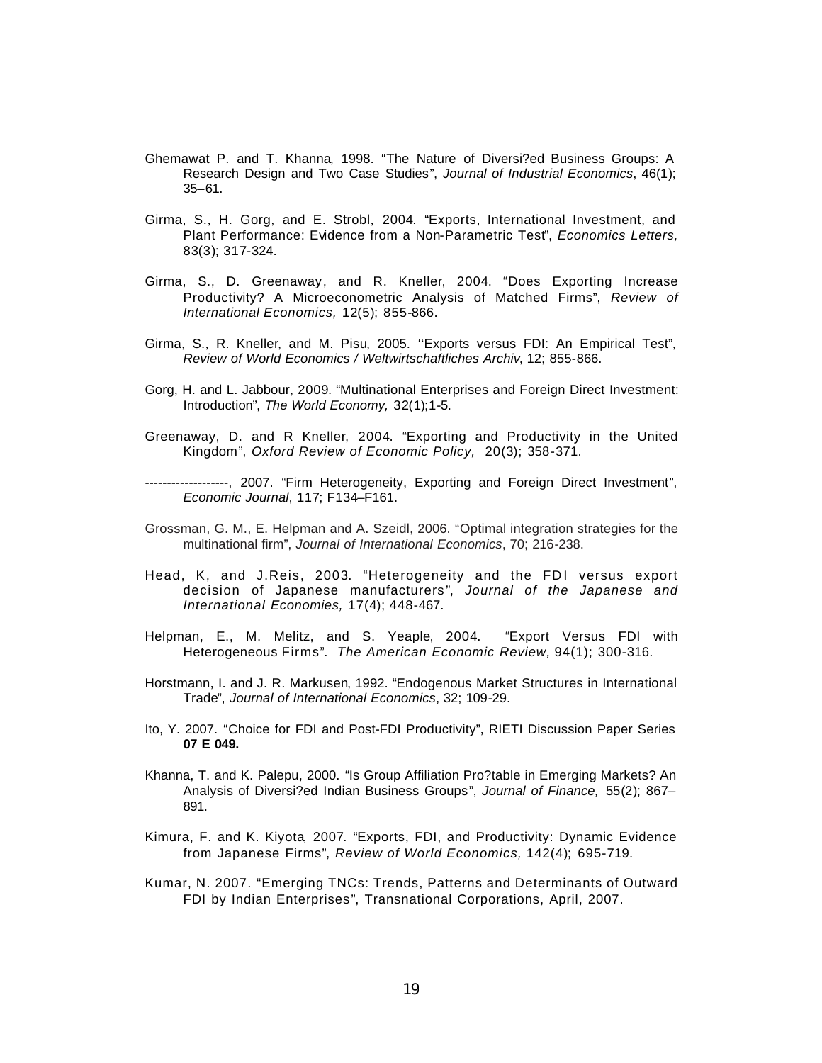Ghemawat P. and T. Khanna, 1998. "The Nature of Diversi?ed Business Groups: A Research Design and Two Case Studies", *Journal of Industrial Economics*, 46(1); 35–61.

Girma, S., H. Gorg, and E. Strobl, 2004. "Exports, International Investment, and Plant Performance: Evidence from a Non-Parametric Test", *Economics Letters,* 83(3); 317-324.

Girma, S., D. Greenaway, and R. Kneller, 2004. "Does Exporting Increase Productivity? A Microeconometric Analysis of Matched Firms", *Review of International Economics,* 12(5); 855-866.

Girma, S., R. Kneller, and M. Pisu, 2005. ''Exports versus FDI: An Empirical Test", *Review of World Economics / Weltwirtschaftliches Archiv*, 12; 855-866.

Gorg, H. and L. Jabbour, 2009. "Multinational Enterprises and Foreign Direct Investment: Introduction", *The World Economy,* 32(1);1-5.

Greenaway, D. and R Kneller, 2004. "Exporting and Productivity in the United Kingdom", *Oxford Review of Economic Policy,* 20(3); 358-371.

-------------------, 2007. "Firm Heterogeneity, Exporting and Foreign Direct Investment", *Economic Journal*, 117; F134–F161.

Grossman, G. M., E. Helpman and A. Szeidl, 2006. "Optimal integration strategies for the multinational firm", *Journal of International Economics*, 70; 216-238.

Head, K, and J.Reis, 2003. "Heterogeneity and the FDI versus export decision of Japanese manufacturers", *Journal of the Japanese and International Economies,* 17(4); 448-467.

Helpman, E., M. Melitz, and S. Yeaple, 2004. "Export Versus FDI with Heterogeneous Firms". *The American Economic Review,* 94(1); 300-316.

Horstmann, I. and J. R. Markusen, 1992. "Endogenous Market Structures in International Trade", *Journal of International Economics*, 32; 109-29.

Ito, Y. 2007. "Choice for FDI and Post-FDI Productivity", RIETI Discussion Paper Series **07 E 049.**

Khanna, T. and K. Palepu, 2000. "Is Group Affiliation Pro?table in Emerging Markets? An Analysis of Diversi?ed Indian Business Groups", *Journal of Finance,* 55(2); 867–891.

Kimura, F. and K. Kiyota, 2007. "Exports, FDI, and Productivity: Dynamic Evidence from Japanese Firms", *Review of World Economics,* 142(4); 695-719.

Kumar, N. 2007. "Emerging TNCs: Trends, Patterns and Determinants of Outward FDI by Indian Enterprises", Transnational Corporations, April, 2007.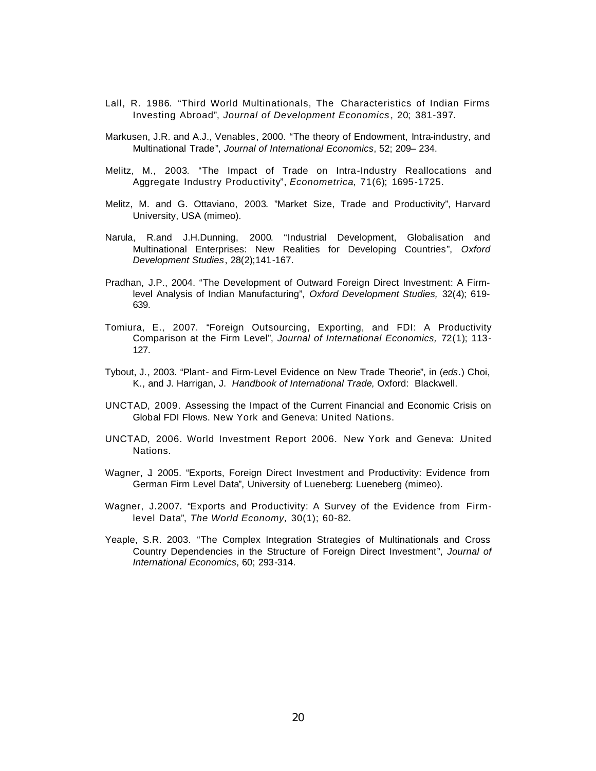Lall, R. 1986. "Third World Multinationals, The Characteristics of Indian Firms Investing Abroad", *Journal of Development Economics*, 20; 381-397.

Markusen, J.R. and A.J., Venables, 2000. "The theory of Endowment, Intra-industry, and Multinational Trade", *Journal of International Economics*, 52; 209– 234.

Melitz, M., 2003. "The Impact of Trade on Intra-Industry Reallocations and Aggregate Industry Productivity", *Econometrica,* 71(6); 1695-1725.

Melitz, M. and G. Ottaviano, 2003. "Market Size, Trade and Productivity", Harvard University, USA (mimeo).

Narula, R.and J.H.Dunning, 2000. "Industrial Development, Globalisation and Multinational Enterprises: New Realities for Developing Countries", *Oxford Development Studies*, 28(2);141-167.

Pradhan, J.P., 2004. "The Development of Outward Foreign Direct Investment: A Firm-level Analysis of Indian Manufacturing", *Oxford Development Studies,* 32(4); 619-639.

Tomiura, E., 2007. "Foreign Outsourcing, Exporting, and FDI: A Productivity Comparison at the Firm Level", *Journal of International Economics,* 72(1); 113-127.

Tybout, J., 2003. "Plant- and Firm-Level Evidence on New Trade Theorie", in (*eds*.) Choi, K., and J. Harrigan, J. *Handbook of International Trade*, Oxford: Blackwell.

UNCTAD, 2009. Assessing the Impact of the Current Financial and Economic Crisis on Global FDI Flows. New York and Geneva: United Nations.

UNCTAD, 2006. World Investment Report 2006. New York and Geneva: .United Nations.

Wagner, J. 2005. "Exports, Foreign Direct Investment and Productivity: Evidence from German Firm Level Data", University of Lueneberg: Lueneberg (mimeo).

Wagner, J.2007. "Exports and Productivity: A Survey of the Evidence from Firm-level Data", *The World Economy,* 30(1); 60-82.

Yeaple, S.R. 2003. "The Complex Integration Strategies of Multinationals and Cross Country Dependencies in the Structure of Foreign Direct Investment", *Journal of International Economics*, 60; 293-314.